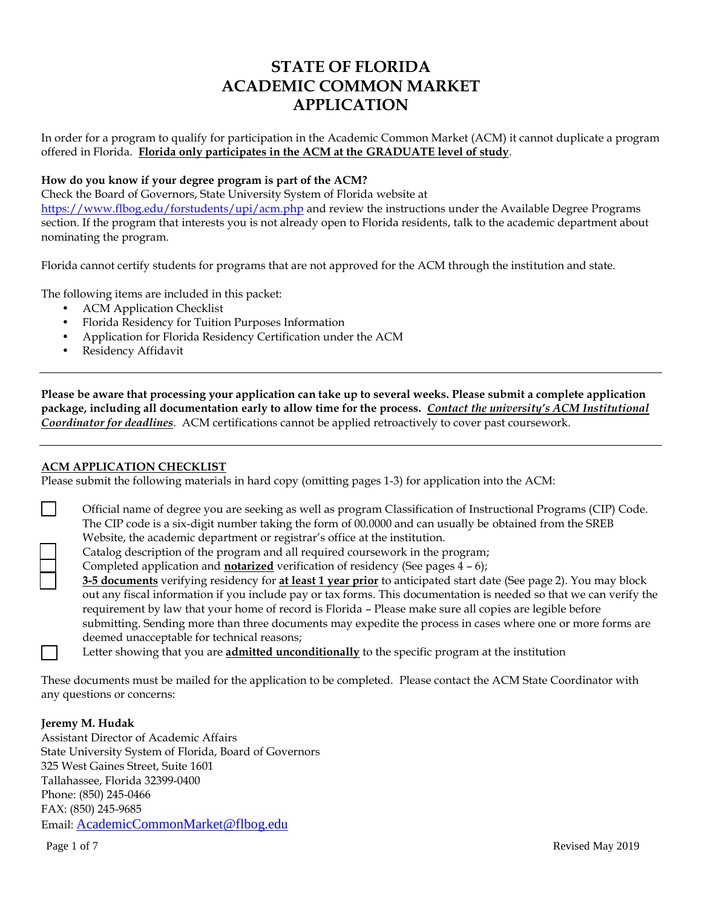# STATE OF FLORIDA
# ACADEMIC COMMON MARKET
# APPLICATION

In order for a program to qualify for participation in the Academic Common Market (ACM) it cannot duplicate a program offered in Florida. **Florida only participates in the ACM at the GRADUATE level of study**.

**How do you know if your degree program is part of the ACM?**
Check the Board of Governors, State University System of Florida website at https://www.flbog.edu/forstudents/upi/acm.php and review the instructions under the Available Degree Programs section. If the program that interests you is not already open to Florida residents, talk to the academic department about nominating the program.

Florida cannot certify students for programs that are not approved for the ACM through the institution and state.

The following items are included in this packet:

- ACM Application Checklist
- Florida Residency for Tuition Purposes Information
- Application for Florida Residency Certification under the ACM
- Residency Affidavit

---

**Please be aware that processing your application can take up to several weeks. Please submit a complete application package, including all documentation early to allow time for the process.** ***Contact the university's ACM Institutional Coordinator for deadlines***. ACM certifications cannot be applied retroactively to cover past coursework.

---

## ACM APPLICATION CHECKLIST

Please submit the following materials in hard copy (omitting pages 1-3) for application into the ACM:

- [ ] Official name of degree you are seeking as well as program Classification of Instructional Programs (CIP) Code. The CIP code is a six-digit number taking the form of 00.0000 and can usually be obtained from the SREB Website, the academic department or registrar's office at the institution.
- [ ] Catalog description of the program and all required coursework in the program;
- [ ] Completed application and **notarized** verification of residency (See pages 4 – 6);
- [ ] **3-5 documents** verifying residency for **at least 1 year prior** to anticipated start date (See page 2). You may block out any fiscal information if you include pay or tax forms. This documentation is needed so that we can verify the requirement by law that your home of record is Florida – Please make sure all copies are legible before submitting. Sending more than three documents may expedite the process in cases where one or more forms are deemed unacceptable for technical reasons;
- [ ] Letter showing that you are **admitted unconditionally** to the specific program at the institution

These documents must be mailed for the application to be completed. Please contact the ACM State Coordinator with any questions or concerns:

**Jeremy M. Hudak**
Assistant Director of Academic Affairs
State University System of Florida, Board of Governors
325 West Gaines Street, Suite 1601
Tallahassee, Florida 32399-0400
Phone: (850) 245-0466
FAX: (850) 245-9685
Email: AcademicCommonMarket@flbog.edu

Revised May 2019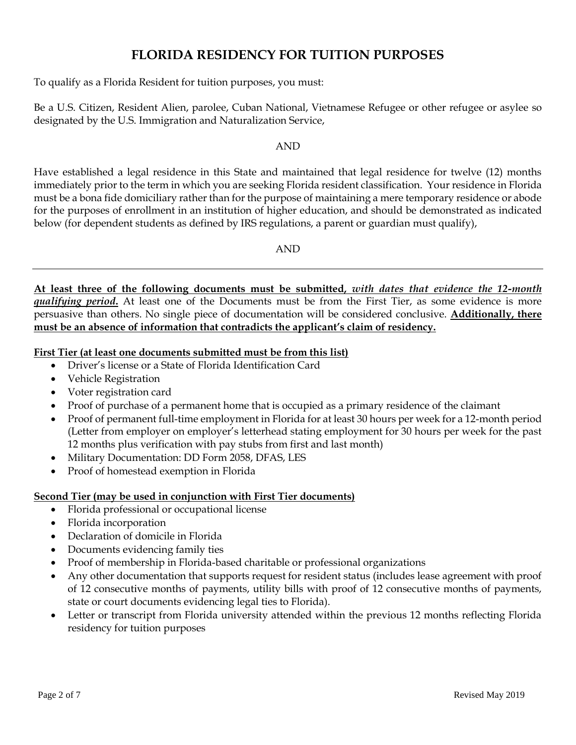# FLORIDA RESIDENCY FOR TUITION PURPOSES

To qualify as a Florida Resident for tuition purposes, you must:

Be a U.S. Citizen, Resident Alien, parolee, Cuban National, Vietnamese Refugee or other refugee or asylee so designated by the U.S. Immigration and Naturalization Service,

AND

Have established a legal residence in this State and maintained that legal residence for twelve (12) months immediately prior to the term in which you are seeking Florida resident classification. Your residence in Florida must be a bona fide domiciliary rather than for the purpose of maintaining a mere temporary residence or abode for the purposes of enrollment in an institution of higher education, and should be demonstrated as indicated below (for dependent students as defined by IRS regulations, a parent or guardian must qualify),

AND

---

**At least three of the following documents must be submitted,** ***with dates that evidence the 12-month qualifying period*****.** At least one of the Documents must be from the First Tier, as some evidence is more persuasive than others. No single piece of documentation will be considered conclusive. **Additionally, there must be an absence of information that contradicts the applicant's claim of residency.**

**First Tier (at least one documents submitted must be from this list)**

- Driver's license or a State of Florida Identification Card
- Vehicle Registration
- Voter registration card
- Proof of purchase of a permanent home that is occupied as a primary residence of the claimant
- Proof of permanent full-time employment in Florida for at least 30 hours per week for a 12-month period (Letter from employer on employer's letterhead stating employment for 30 hours per week for the past 12 months plus verification with pay stubs from first and last month)
- Military Documentation: DD Form 2058, DFAS, LES
- Proof of homestead exemption in Florida

**Second Tier (may be used in conjunction with First Tier documents)**

- Florida professional or occupational license
- Florida incorporation
- Declaration of domicile in Florida
- Documents evidencing family ties
- Proof of membership in Florida-based charitable or professional organizations
- Any other documentation that supports request for resident status (includes lease agreement with proof of 12 consecutive months of payments, utility bills with proof of 12 consecutive months of payments, state or court documents evidencing legal ties to Florida).
- Letter or transcript from Florida university attended within the previous 12 months reflecting Florida residency for tuition purposes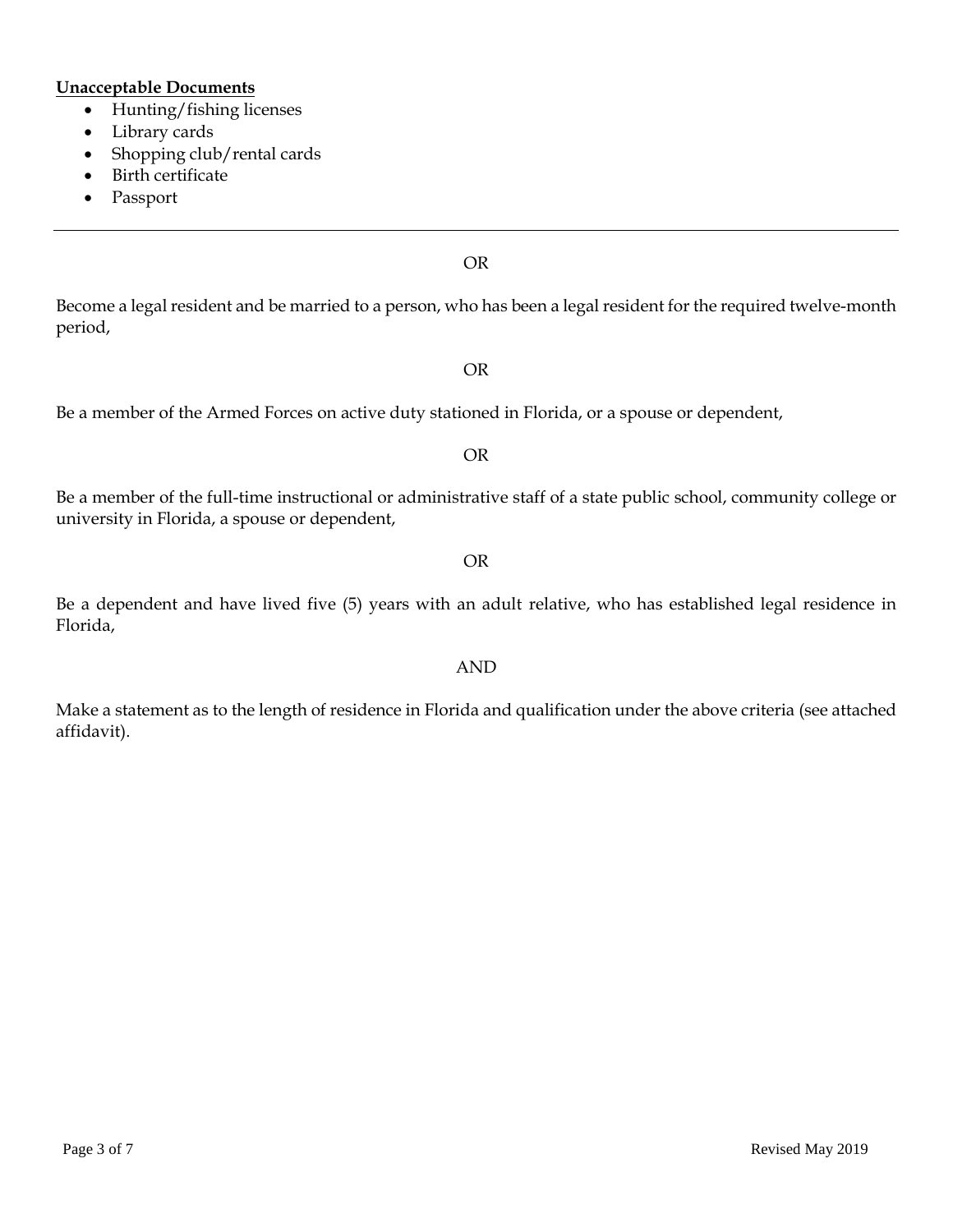**Unacceptable Documents**

- Hunting/fishing licenses
- Library cards
- Shopping club/rental cards
- Birth certificate
- Passport

---

OR

Become a legal resident and be married to a person, who has been a legal resident for the required twelve-month period,

OR

Be a member of the Armed Forces on active duty stationed in Florida, or a spouse or dependent,

OR

Be a member of the full-time instructional or administrative staff of a state public school, community college or university in Florida, a spouse or dependent,

OR

Be a dependent and have lived five (5) years with an adult relative, who has established legal residence in Florida,

AND

Make a statement as to the length of residence in Florida and qualification under the above criteria (see attached affidavit).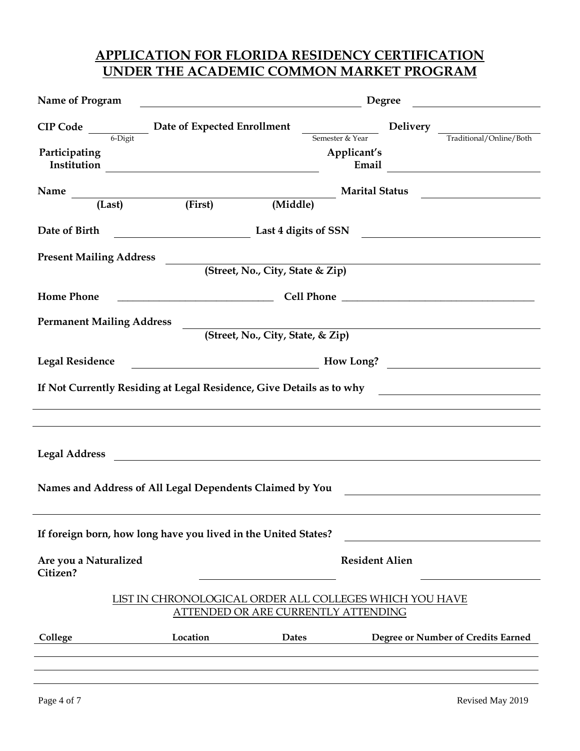# APPLICATION FOR FLORIDA RESIDENCY CERTIFICATION UNDER THE ACADEMIC COMMON MARKET PROGRAM

**Name of Program** ______________________ **Degree** ______________________

**CIP Code** __________ (6-Digit) **Date of Expected Enrollment** __________ (Semester & Year) **Delivery** __________ (Traditional/Online/Both)

**Participating Institution** ______________________ **Applicant's Email** ______________________

**Name** ______________________ **Marital Status** ______________________
**(Last) (First) (Middle)**

**Date of Birth** ______________________ **Last 4 digits of SSN** ______________________

**Present Mailing Address** ______________________
**(Street, No., City, State & Zip)**

**Home Phone** ______________________ **Cell Phone** ______________________

**Permanent Mailing Address** ______________________
**(Street, No., City, State, & Zip)**

**Legal Residence** ______________________ **How Long?** ______________________

**If Not Currently Residing at Legal Residence, Give Details as to why** ______________________

______________________

______________________

**Legal Address** ______________________

**Names and Address of All Legal Dependents Claimed by You** ______________________

______________________

**If foreign born, how long have you lived in the United States?** ______________________

**Are you a Naturalized Citizen?** ______________________ **Resident Alien** ______________________

LIST IN CHRONOLOGICAL ORDER ALL COLLEGES WHICH YOU HAVE ATTENDED OR ARE CURRENTLY ATTENDING

| College | Location | Dates | Degree or Number of Credits Earned |
|---|---|---|---|
| | | | |
| | | | |
| | | | |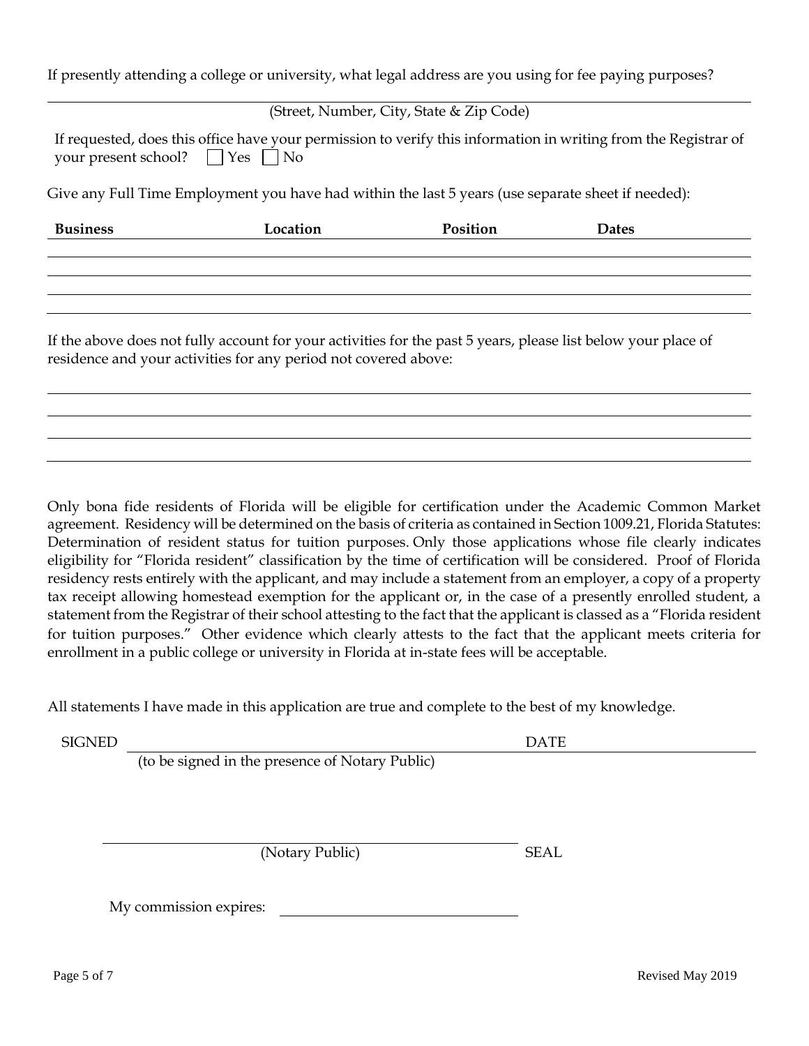If presently attending a college or university, what legal address are you using for fee paying purposes?

_______________________________________________________________________________

(Street, Number, City, State & Zip Code)

If requested, does this office have your permission to verify this information in writing from the Registrar of your present school? ☐ Yes ☐ No

Give any Full Time Employment you have had within the last 5 years (use separate sheet if needed):

| Business | Location | Position | Dates |
|---|---|---|---|
| | | | |
| | | | |
| | | | |
| | | | |

If the above does not fully account for your activities for the past 5 years, please list below your place of residence and your activities for any period not covered above:

_______________________________________________________________________________

_______________________________________________________________________________

_______________________________________________________________________________

_______________________________________________________________________________

Only bona fide residents of Florida will be eligible for certification under the Academic Common Market agreement. Residency will be determined on the basis of criteria as contained in Section 1009.21, Florida Statutes: Determination of resident status for tuition purposes. Only those applications whose file clearly indicates eligibility for "Florida resident" classification by the time of certification will be considered. Proof of Florida residency rests entirely with the applicant, and may include a statement from an employer, a copy of a property tax receipt allowing homestead exemption for the applicant or, in the case of a presently enrolled student, a statement from the Registrar of their school attesting to the fact that the applicant is classed as a "Florida resident for tuition purposes." Other evidence which clearly attests to the fact that the applicant meets criteria for enrollment in a public college or university in Florida at in-state fees will be acceptable.

All statements I have made in this application are true and complete to the best of my knowledge.

SIGNED ______________________________________ DATE ____________________

(to be signed in the presence of Notary Public)

______________________________________ SEAL

(Notary Public)

My commission expires: ____________________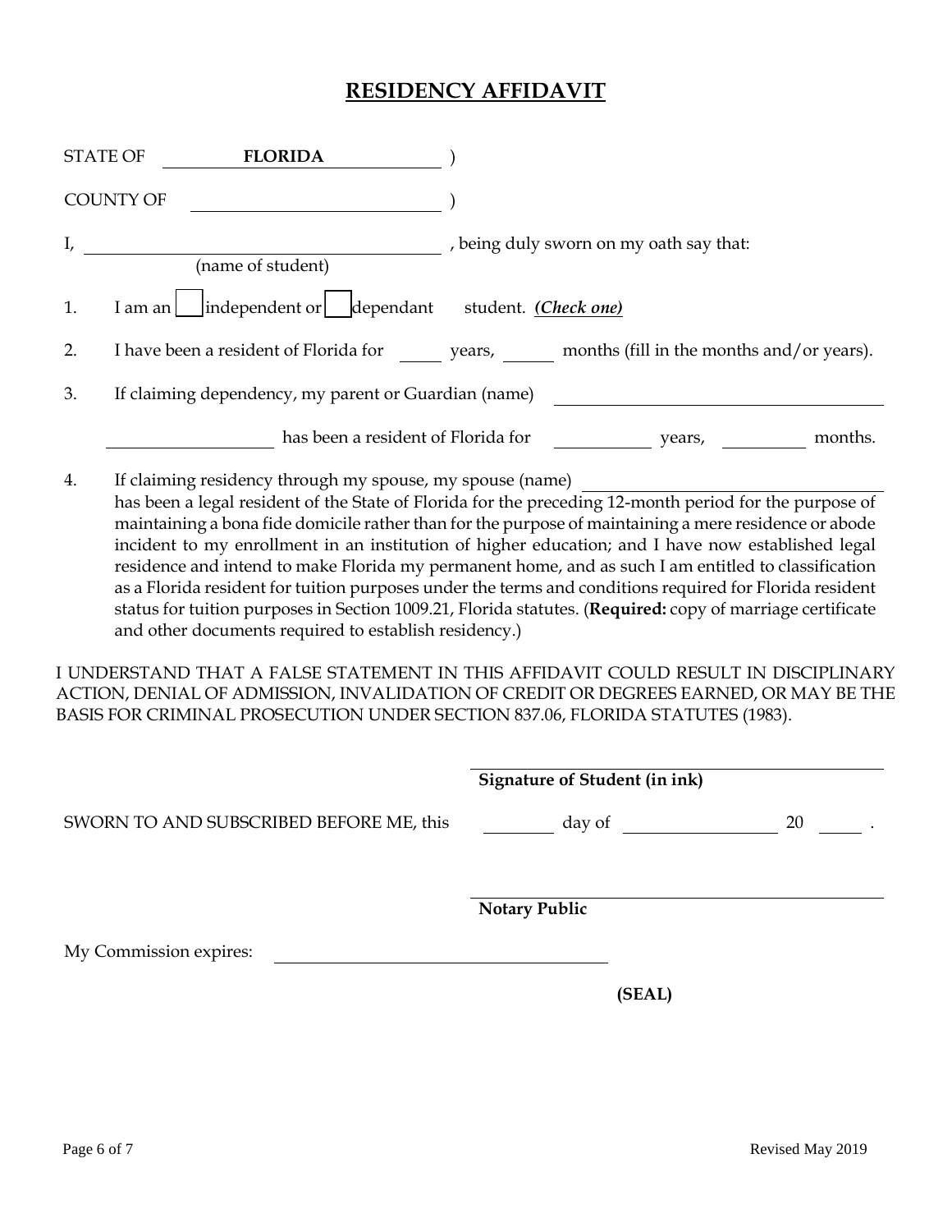# RESIDENCY AFFIDAVIT

STATE OF **FLORIDA** )

COUNTY OF ______________________ )

I, ______________________________, being duly sworn on my oath say that:
(name of student)

1. I am an ☐ independent or ☐ dependant student. ***(Check one)***

2. I have been a resident of Florida for _____ years, _____ months (fill in the months and/or years).

3. If claiming dependency, my parent or Guardian (name) ______________________________ ______________________ has been a resident of Florida for __________ years, __________ months.

4. If claiming residency through my spouse, my spouse (name) ______________________________ has been a legal resident of the State of Florida for the preceding 12-month period for the purpose of maintaining a bona fide domicile rather than for the purpose of maintaining a mere residence or abode incident to my enrollment in an institution of higher education; and I have now established legal residence and intend to make Florida my permanent home, and as such I am entitled to classification as a Florida resident for tuition purposes under the terms and conditions required for Florida resident status for tuition purposes in Section 1009.21, Florida statutes. (**Required:** copy of marriage certificate and other documents required to establish residency.)

I UNDERSTAND THAT A FALSE STATEMENT IN THIS AFFIDAVIT COULD RESULT IN DISCIPLINARY ACTION, DENIAL OF ADMISSION, INVALIDATION OF CREDIT OR DEGREES EARNED, OR MAY BE THE BASIS FOR CRIMINAL PROSECUTION UNDER SECTION 837.06, FLORIDA STATUTES (1983).

______________________________
**Signature of Student (in ink)**

SWORN TO AND SUBSCRIBED BEFORE ME, this ________ day of ________________ 20 _____ .

______________________________
**Notary Public**

My Commission expires: ______________________________

**(SEAL)**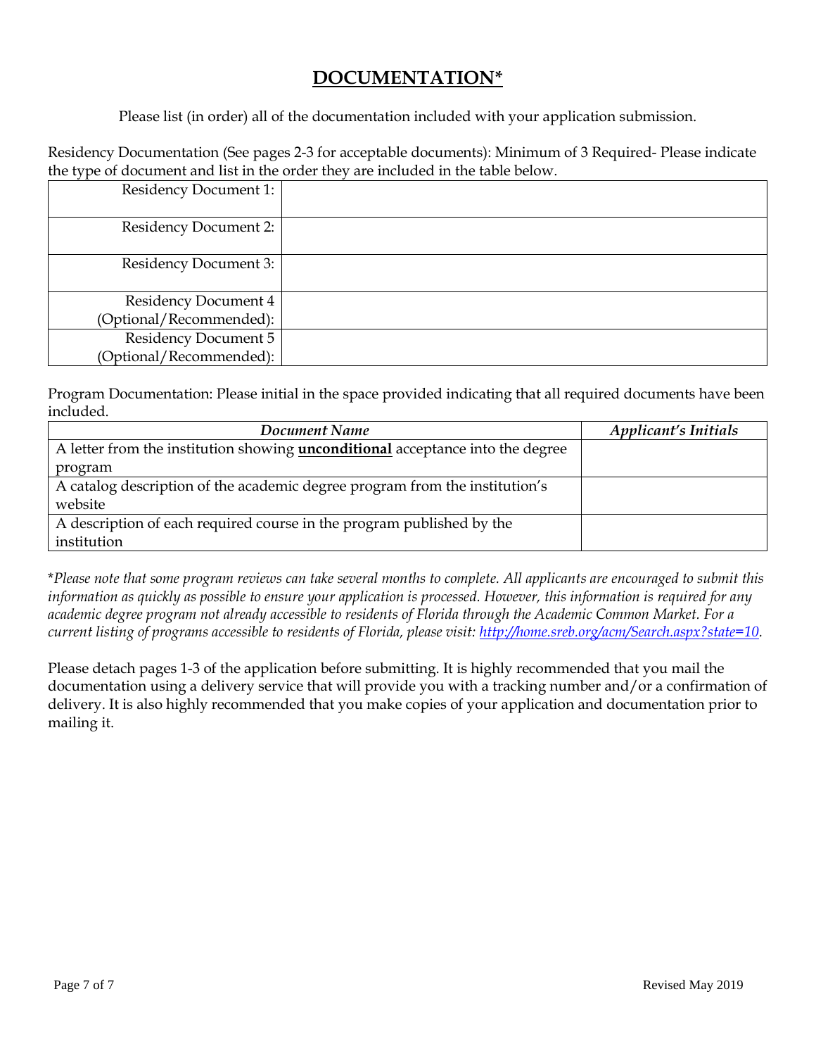# **DOCUMENTATION***

Please list (in order) all of the documentation included with your application submission.

Residency Documentation (See pages 2-3 for acceptable documents): Minimum of 3 Required- Please indicate the type of document and list in the order they are included in the table below.

| | |
|---|---|
| Residency Document 1: | |
| Residency Document 2: | |
| Residency Document 3: | |
| Residency Document 4 (Optional/Recommended): | |
| Residency Document 5 (Optional/Recommended): | |

Program Documentation: Please initial in the space provided indicating that all required documents have been included.

| *Document Name* | *Applicant's Initials* |
|---|---|
| A letter from the institution showing **unconditional** acceptance into the degree program | |
| A catalog description of the academic degree program from the institution's website | |
| A description of each required course in the program published by the institution | |

**Please note that some program reviews can take several months to complete. All applicants are encouraged to submit this information as quickly as possible to ensure your application is processed. However, this information is required for any academic degree program not already accessible to residents of Florida through the Academic Common Market. For a current listing of programs accessible to residents of Florida, please visit: http://home.sreb.org/acm/Search.aspx?state=10.*

Please detach pages 1-3 of the application before submitting. It is highly recommended that you mail the documentation using a delivery service that will provide you with a tracking number and/or a confirmation of delivery. It is also highly recommended that you make copies of your application and documentation prior to mailing it.

Revised May 2019